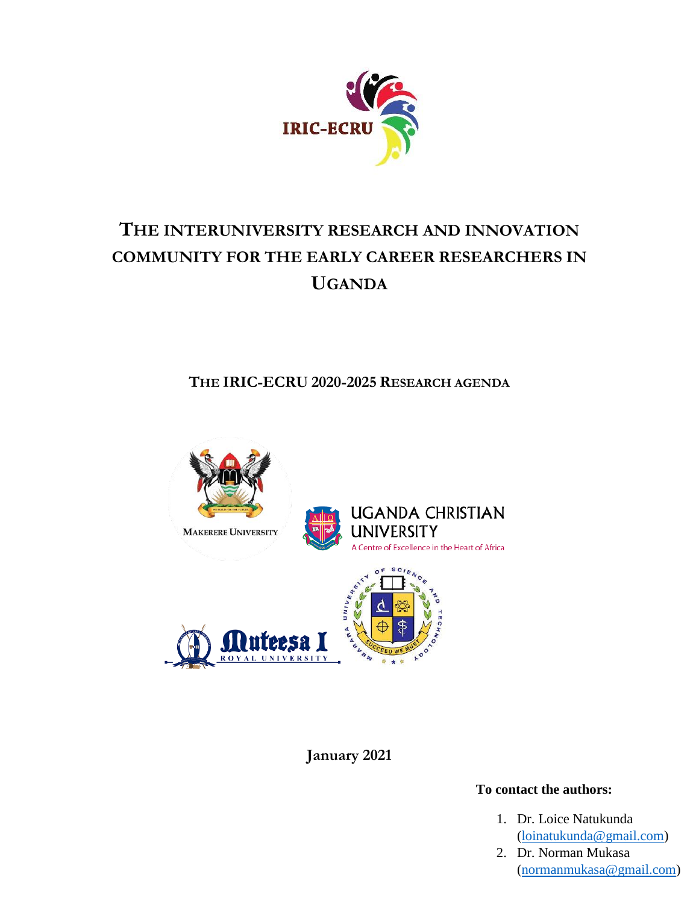IRIC-ECRU

# THE INTERUNIVERSITY RESEARCH AND INNOVATION COMMUNITY FOR THE EARLY CAREER RESEARCHERS IN UGANDA

## THE IRIC-ECRU 2020-2025 RESEARCH AGENDA

MAKERERE UNIVERSITY

UGANDA CHRISTIAN UNIVERSITY
A Centre of Excellence in the Heart of Africa

Muteesa I ROYAL UNIVERSITY

MBARARA UNIVERSITY OF SCIENCE AND TECHNOLOGY

**January 2021**

**To contact the authors:**

1. Dr. Loice Natukunda (loinatukunda@gmail.com)
2. Dr. Norman Mukasa (normanmukasa@gmail.com)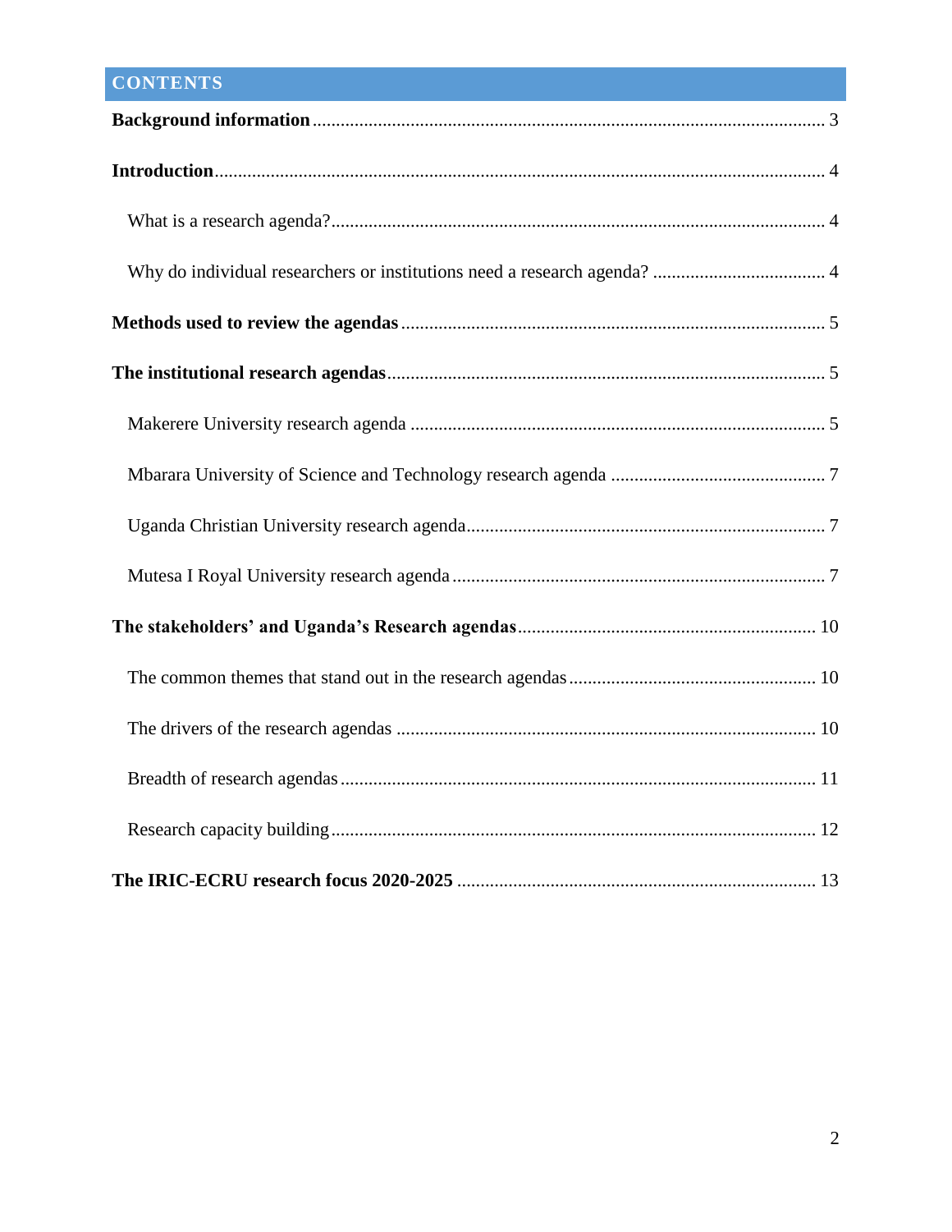# CONTENTS

**Background information** .... 3

**Introduction** .... 4

- What is a research agenda? .... 4
- Why do individual researchers or institutions need a research agenda? .... 4

**Methods used to review the agendas** .... 5

**The institutional research agendas** .... 5

- Makerere University research agenda .... 5
- Mbarara University of Science and Technology research agenda .... 7
- Uganda Christian University research agenda .... 7
- Mutesa I Royal University research agenda .... 7

**The stakeholders' and Uganda's Research agendas** .... 10

- The common themes that stand out in the research agendas .... 10
- The drivers of the research agendas .... 10
- Breadth of research agendas .... 11
- Research capacity building .... 12

**The IRIC-ECRU research focus 2020-2025** .... 13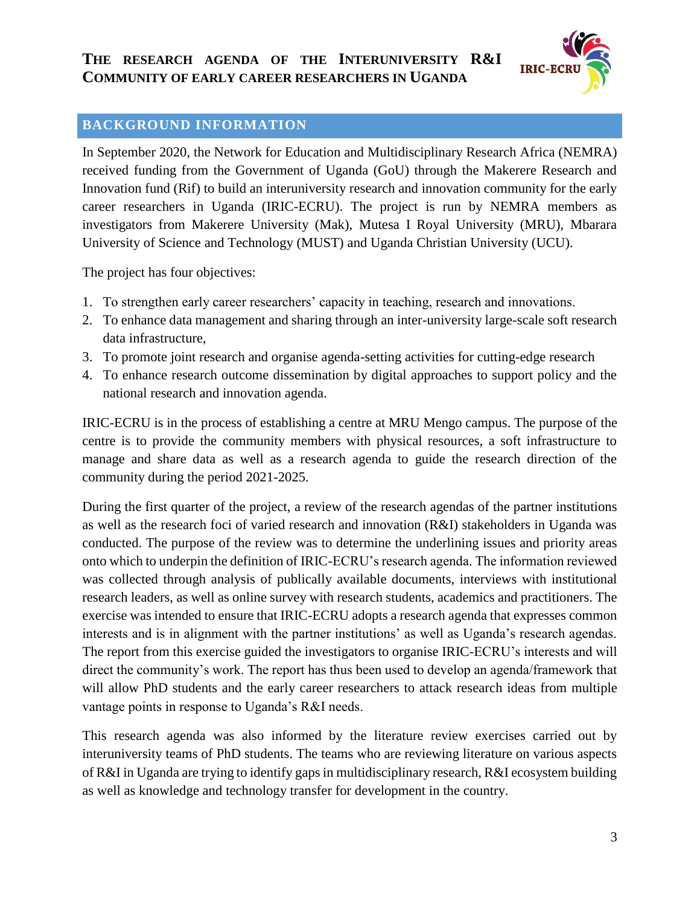## BACKGROUND INFORMATION

In September 2020, the Network for Education and Multidisciplinary Research Africa (NEMRA) received funding from the Government of Uganda (GoU) through the Makerere Research and Innovation fund (Rif) to build an interuniversity research and innovation community for the early career researchers in Uganda (IRIC-ECRU). The project is run by NEMRA members as investigators from Makerere University (Mak), Mutesa I Royal University (MRU), Mbarara University of Science and Technology (MUST) and Uganda Christian University (UCU).

The project has four objectives:

1. To strengthen early career researchers' capacity in teaching, research and innovations.
2. To enhance data management and sharing through an inter-university large-scale soft research data infrastructure,
3. To promote joint research and organise agenda-setting activities for cutting-edge research
4. To enhance research outcome dissemination by digital approaches to support policy and the national research and innovation agenda.

IRIC-ECRU is in the process of establishing a centre at MRU Mengo campus. The purpose of the centre is to provide the community members with physical resources, a soft infrastructure to manage and share data as well as a research agenda to guide the research direction of the community during the period 2021-2025.

During the first quarter of the project, a review of the research agendas of the partner institutions as well as the research foci of varied research and innovation (R&I) stakeholders in Uganda was conducted. The purpose of the review was to determine the underlining issues and priority areas onto which to underpin the definition of IRIC-ECRU's research agenda. The information reviewed was collected through analysis of publically available documents, interviews with institutional research leaders, as well as online survey with research students, academics and practitioners. The exercise was intended to ensure that IRIC-ECRU adopts a research agenda that expresses common interests and is in alignment with the partner institutions' as well as Uganda's research agendas. The report from this exercise guided the investigators to organise IRIC-ECRU's interests and will direct the community's work. The report has thus been used to develop an agenda/framework that will allow PhD students and the early career researchers to attack research ideas from multiple vantage points in response to Uganda's R&I needs.

This research agenda was also informed by the literature review exercises carried out by interuniversity teams of PhD students. The teams who are reviewing literature on various aspects of R&I in Uganda are trying to identify gaps in multidisciplinary research, R&I ecosystem building as well as knowledge and technology transfer for development in the country.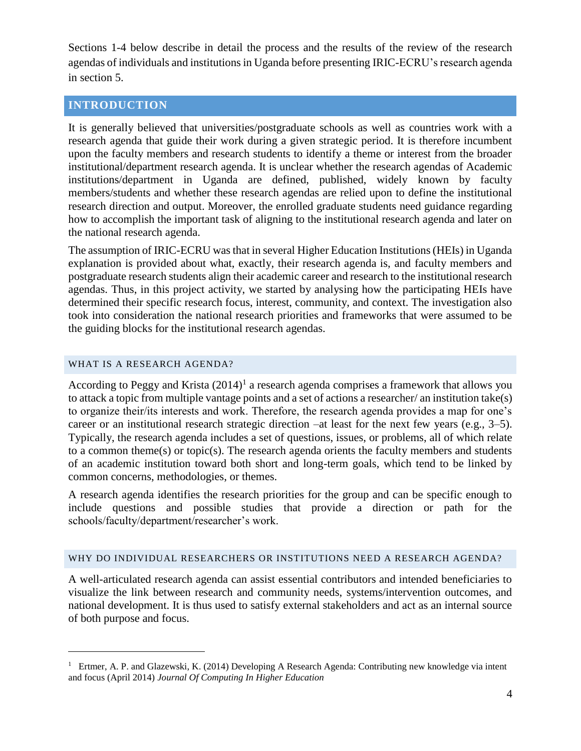Sections 1-4 below describe in detail the process and the results of the review of the research agendas of individuals and institutions in Uganda before presenting IRIC-ECRU's research agenda in section 5.

## INTRODUCTION

It is generally believed that universities/postgraduate schools as well as countries work with a research agenda that guide their work during a given strategic period. It is therefore incumbent upon the faculty members and research students to identify a theme or interest from the broader institutional/department research agenda. It is unclear whether the research agendas of Academic institutions/department in Uganda are defined, published, widely known by faculty members/students and whether these research agendas are relied upon to define the institutional research direction and output. Moreover, the enrolled graduate students need guidance regarding how to accomplish the important task of aligning to the institutional research agenda and later on the national research agenda.

The assumption of IRIC-ECRU was that in several Higher Education Institutions (HEIs) in Uganda explanation is provided about what, exactly, their research agenda is, and faculty members and postgraduate research students align their academic career and research to the institutional research agendas. Thus, in this project activity, we started by analysing how the participating HEIs have determined their specific research focus, interest, community, and context. The investigation also took into consideration the national research priorities and frameworks that were assumed to be the guiding blocks for the institutional research agendas.

### WHAT IS A RESEARCH AGENDA?

According to Peggy and Krista (2014)[1] a research agenda comprises a framework that allows you to attack a topic from multiple vantage points and a set of actions a researcher/ an institution take(s) to organize their/its interests and work. Therefore, the research agenda provides a map for one's career or an institutional research strategic direction –at least for the next few years (e.g., 3–5). Typically, the research agenda includes a set of questions, issues, or problems, all of which relate to a common theme(s) or topic(s). The research agenda orients the faculty members and students of an academic institution toward both short and long-term goals, which tend to be linked by common concerns, methodologies, or themes.

A research agenda identifies the research priorities for the group and can be specific enough to include questions and possible studies that provide a direction or path for the schools/faculty/department/researcher's work.

### WHY DO INDIVIDUAL RESEARCHERS OR INSTITUTIONS NEED A RESEARCH AGENDA?

A well-articulated research agenda can assist essential contributors and intended beneficiaries to visualize the link between research and community needs, systems/intervention outcomes, and national development. It is thus used to satisfy external stakeholders and act as an internal source of both purpose and focus.

---

[1] Ertmer, A. P. and Glazewski, K. (2014) Developing A Research Agenda: Contributing new knowledge via intent and focus (April 2014) *Journal Of Computing In Higher Education*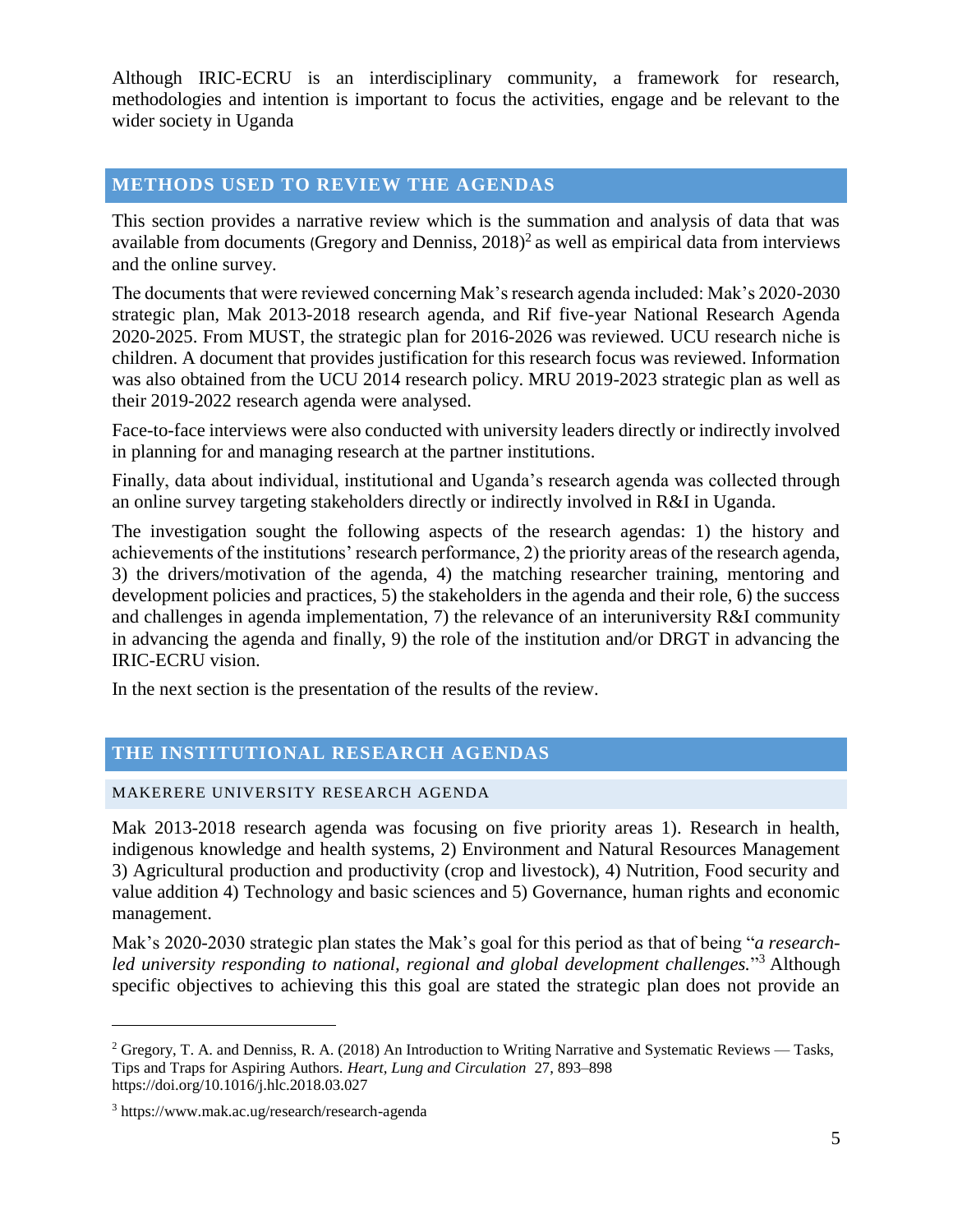Although IRIC-ECRU is an interdisciplinary community, a framework for research, methodologies and intention is important to focus the activities, engage and be relevant to the wider society in Uganda

## METHODS USED TO REVIEW THE AGENDAS

This section provides a narrative review which is the summation and analysis of data that was available from documents (Gregory and Denniss, 2018)[2] as well as empirical data from interviews and the online survey.

The documents that were reviewed concerning Mak's research agenda included: Mak's 2020-2030 strategic plan, Mak 2013-2018 research agenda, and Rif five-year National Research Agenda 2020-2025. From MUST, the strategic plan for 2016-2026 was reviewed. UCU research niche is children. A document that provides justification for this research focus was reviewed. Information was also obtained from the UCU 2014 research policy. MRU 2019-2023 strategic plan as well as their 2019-2022 research agenda were analysed.

Face-to-face interviews were also conducted with university leaders directly or indirectly involved in planning for and managing research at the partner institutions.

Finally, data about individual, institutional and Uganda's research agenda was collected through an online survey targeting stakeholders directly or indirectly involved in R&I in Uganda.

The investigation sought the following aspects of the research agendas: 1) the history and achievements of the institutions' research performance, 2) the priority areas of the research agenda, 3) the drivers/motivation of the agenda, 4) the matching researcher training, mentoring and development policies and practices, 5) the stakeholders in the agenda and their role, 6) the success and challenges in agenda implementation, 7) the relevance of an interuniversity R&I community in advancing the agenda and finally, 9) the role of the institution and/or DRGT in advancing the IRIC-ECRU vision.

In the next section is the presentation of the results of the review.

## THE INSTITUTIONAL RESEARCH AGENDAS

### MAKERERE UNIVERSITY RESEARCH AGENDA

Mak 2013-2018 research agenda was focusing on five priority areas 1). Research in health, indigenous knowledge and health systems, 2) Environment and Natural Resources Management 3) Agricultural production and productivity (crop and livestock), 4) Nutrition, Food security and value addition 4) Technology and basic sciences and 5) Governance, human rights and economic management.

Mak's 2020-2030 strategic plan states the Mak's goal for this period as that of being "*a research-led university responding to national, regional and global development challenges.*"[3] Although specific objectives to achieving this this goal are stated the strategic plan does not provide an

---

[2] Gregory, T. A. and Denniss, R. A. (2018) An Introduction to Writing Narrative and Systematic Reviews — Tasks, Tips and Traps for Aspiring Authors. *Heart, Lung and Circulation* 27, 893–898 https://doi.org/10.1016/j.hlc.2018.03.027

[3] https://www.mak.ac.ug/research/research-agenda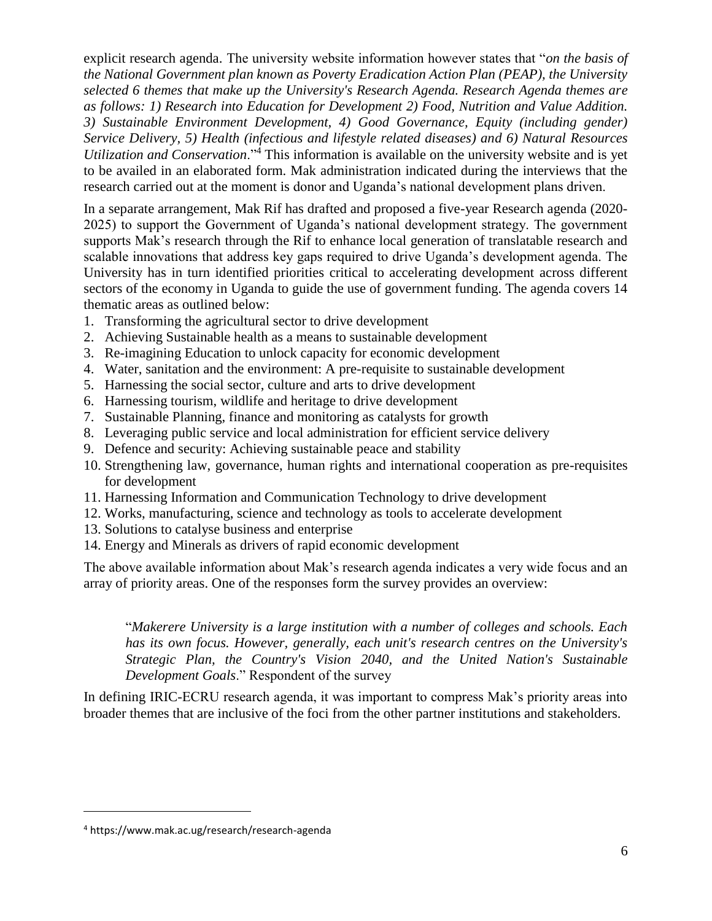explicit research agenda. The university website information however states that "*on the basis of the National Government plan known as Poverty Eradication Action Plan (PEAP), the University selected 6 themes that make up the University's Research Agenda. Research Agenda themes are as follows: 1) Research into Education for Development 2) Food, Nutrition and Value Addition. 3) Sustainable Environment Development, 4) Good Governance, Equity (including gender) Service Delivery, 5) Health (infectious and lifestyle related diseases) and 6) Natural Resources Utilization and Conservation*."[4] This information is available on the university website and is yet to be availed in an elaborated form. Mak administration indicated during the interviews that the research carried out at the moment is donor and Uganda's national development plans driven.

In a separate arrangement, Mak Rif has drafted and proposed a five-year Research agenda (2020-2025) to support the Government of Uganda's national development strategy. The government supports Mak's research through the Rif to enhance local generation of translatable research and scalable innovations that address key gaps required to drive Uganda's development agenda. The University has in turn identified priorities critical to accelerating development across different sectors of the economy in Uganda to guide the use of government funding. The agenda covers 14 thematic areas as outlined below:

1. Transforming the agricultural sector to drive development
2. Achieving Sustainable health as a means to sustainable development
3. Re-imagining Education to unlock capacity for economic development
4. Water, sanitation and the environment: A pre-requisite to sustainable development
5. Harnessing the social sector, culture and arts to drive development
6. Harnessing tourism, wildlife and heritage to drive development
7. Sustainable Planning, finance and monitoring as catalysts for growth
8. Leveraging public service and local administration for efficient service delivery
9. Defence and security: Achieving sustainable peace and stability
10. Strengthening law, governance, human rights and international cooperation as pre-requisites for development
11. Harnessing Information and Communication Technology to drive development
12. Works, manufacturing, science and technology as tools to accelerate development
13. Solutions to catalyse business and enterprise
14. Energy and Minerals as drivers of rapid economic development

The above available information about Mak's research agenda indicates a very wide focus and an array of priority areas. One of the responses form the survey provides an overview:

> "*Makerere University is a large institution with a number of colleges and schools. Each has its own focus. However, generally, each unit's research centres on the University's Strategic Plan, the Country's Vision 2040, and the United Nation's Sustainable Development Goals*." Respondent of the survey

In defining IRIC-ECRU research agenda, it was important to compress Mak's priority areas into broader themes that are inclusive of the foci from the other partner institutions and stakeholders.

[4] https://www.mak.ac.ug/research/research-agenda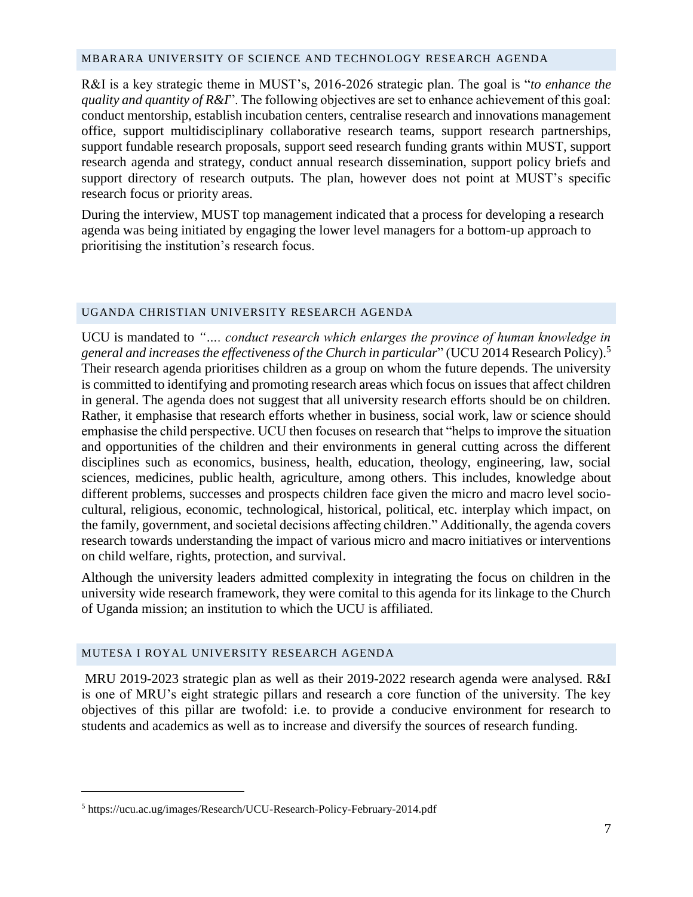### MBARARA UNIVERSITY OF SCIENCE AND TECHNOLOGY RESEARCH AGENDA

R&I is a key strategic theme in MUST's, 2016-2026 strategic plan. The goal is "*to enhance the quality and quantity of R&I*". The following objectives are set to enhance achievement of this goal: conduct mentorship, establish incubation centers, centralise research and innovations management office, support multidisciplinary collaborative research teams, support research partnerships, support fundable research proposals, support seed research funding grants within MUST, support research agenda and strategy, conduct annual research dissemination, support policy briefs and support directory of research outputs. The plan, however does not point at MUST's specific research focus or priority areas.

During the interview, MUST top management indicated that a process for developing a research agenda was being initiated by engaging the lower level managers for a bottom-up approach to prioritising the institution's research focus.

### UGANDA CHRISTIAN UNIVERSITY RESEARCH AGENDA

UCU is mandated to *"…. conduct research which enlarges the province of human knowledge in general and increases the effectiveness of the Church in particular*" (UCU 2014 Research Policy).[5] Their research agenda prioritises children as a group on whom the future depends. The university is committed to identifying and promoting research areas which focus on issues that affect children in general. The agenda does not suggest that all university research efforts should be on children. Rather, it emphasise that research efforts whether in business, social work, law or science should emphasise the child perspective. UCU then focuses on research that "helps to improve the situation and opportunities of the children and their environments in general cutting across the different disciplines such as economics, business, health, education, theology, engineering, law, social sciences, medicines, public health, agriculture, among others. This includes, knowledge about different problems, successes and prospects children face given the micro and macro level socio-cultural, religious, economic, technological, historical, political, etc. interplay which impact, on the family, government, and societal decisions affecting children." Additionally, the agenda covers research towards understanding the impact of various micro and macro initiatives or interventions on child welfare, rights, protection, and survival.

Although the university leaders admitted complexity in integrating the focus on children in the university wide research framework, they were comital to this agenda for its linkage to the Church of Uganda mission; an institution to which the UCU is affiliated.

### MUTESA I ROYAL UNIVERSITY RESEARCH AGENDA

MRU 2019-2023 strategic plan as well as their 2019-2022 research agenda were analysed. R&I is one of MRU's eight strategic pillars and research a core function of the university. The key objectives of this pillar are twofold: i.e. to provide a conducive environment for research to students and academics as well as to increase and diversify the sources of research funding.

[5] https://ucu.ac.ug/images/Research/UCU-Research-Policy-February-2014.pdf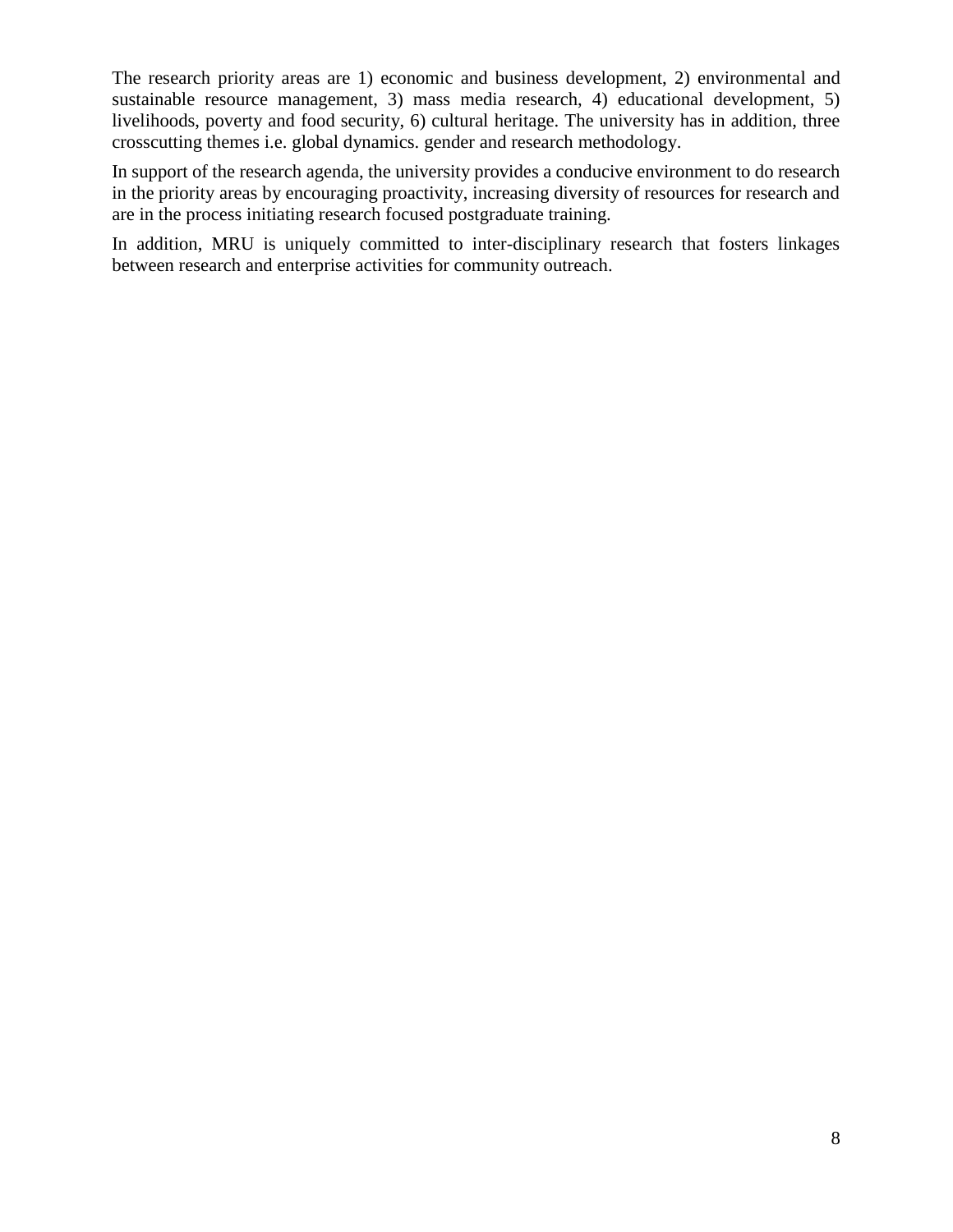The research priority areas are 1) economic and business development, 2) environmental and sustainable resource management, 3) mass media research, 4) educational development, 5) livelihoods, poverty and food security, 6) cultural heritage. The university has in addition, three crosscutting themes i.e. global dynamics. gender and research methodology.

In support of the research agenda, the university provides a conducive environment to do research in the priority areas by encouraging proactivity, increasing diversity of resources for research and are in the process initiating research focused postgraduate training.

In addition, MRU is uniquely committed to inter-disciplinary research that fosters linkages between research and enterprise activities for community outreach.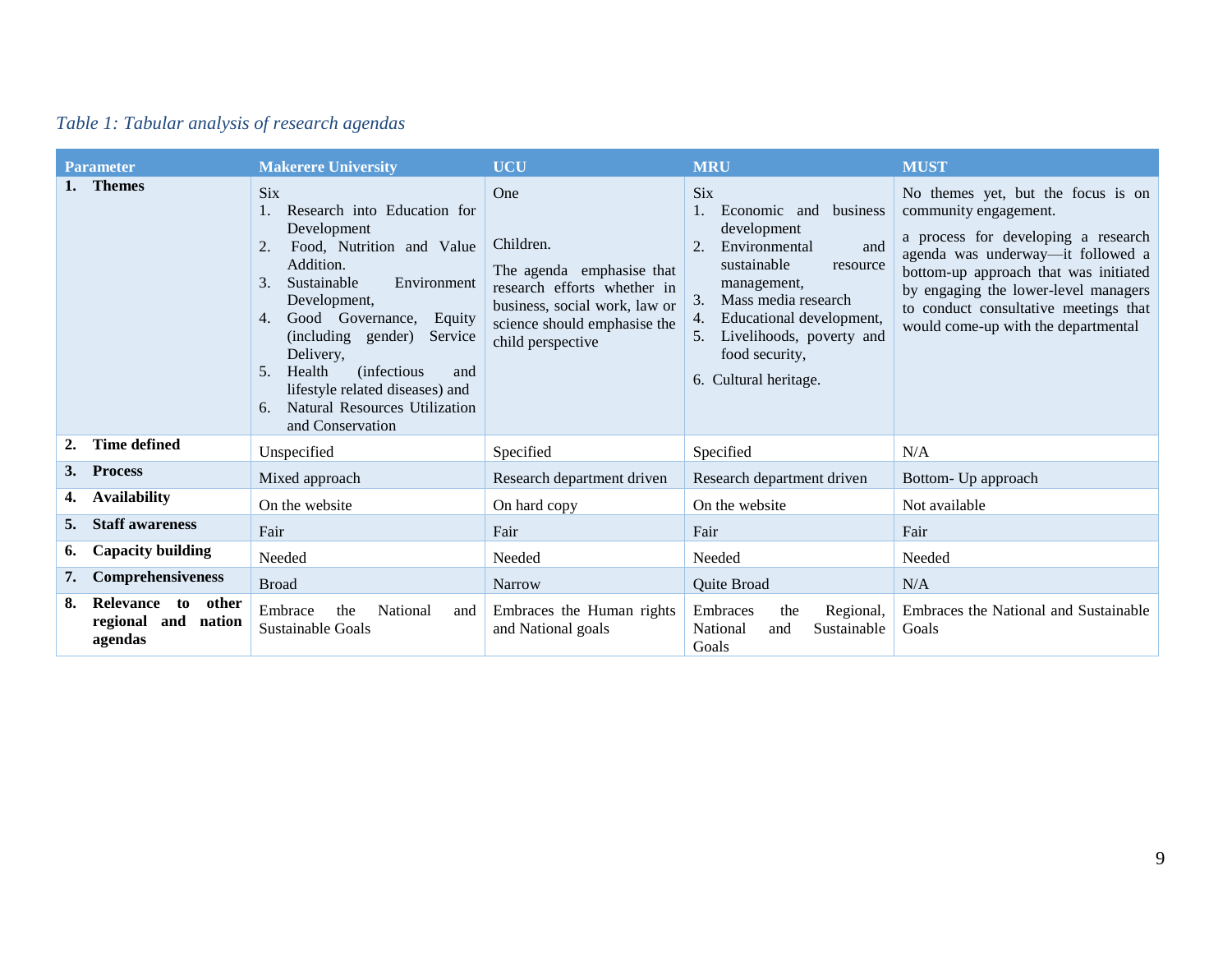*Table 1: Tabular analysis of research agendas*

| Parameter | Makerere University | UCU | MRU | MUST |
|---|---|---|---|---|
| 1. **Themes** | Six<br>1. Research into Education for Development<br>2. Food, Nutrition and Value Addition.<br>3. Sustainable Environment Development,<br>4. Good Governance, Equity (including gender) Service Delivery,<br>5. Health (infectious and lifestyle related diseases) and<br>6. Natural Resources Utilization and Conservation | One<br><br>Children.<br><br>The agenda emphasise that research efforts whether in business, social work, law or science should emphasise the child perspective | Six<br>1. Economic and business development<br>2. Environmental and sustainable resource management,<br>3. Mass media research<br>4. Educational development,<br>5. Livelihoods, poverty and food security,<br>6. Cultural heritage. | No themes yet, but the focus is on community engagement.<br><br>a process for developing a research agenda was underway—it followed a bottom-up approach that was initiated by engaging the lower-level managers to conduct consultative meetings that would come-up with the departmental |
| 2. **Time defined** | Unspecified | Specified | Specified | N/A |
| 3. **Process** | Mixed approach | Research department driven | Research department driven | Bottom- Up approach |
| 4. **Availability** | On the website | On hard copy | On the website | Not available |
| 5. **Staff awareness** | Fair | Fair | Fair | Fair |
| 6. **Capacity building** | Needed | Needed | Needed | Needed |
| 7. **Comprehensiveness** | Broad | Narrow | Quite Broad | N/A |
| 8. **Relevance to other regional and nation agendas** | Embrace the National and Sustainable Goals | Embraces the Human rights and National goals | Embraces the Regional, National and Sustainable Goals | Embraces the National and Sustainable Goals |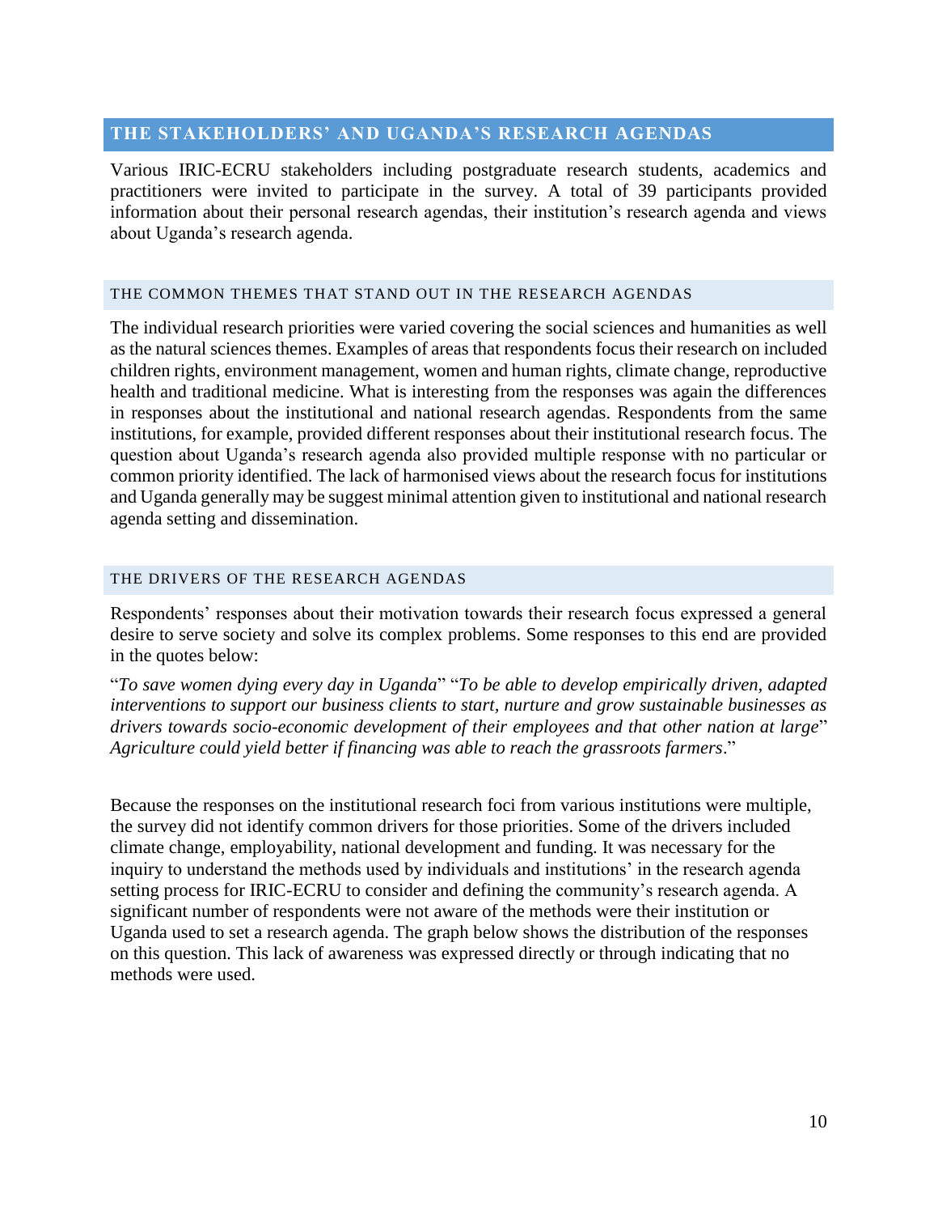## THE STAKEHOLDERS' AND UGANDA'S RESEARCH AGENDAS

Various IRIC-ECRU stakeholders including postgraduate research students, academics and practitioners were invited to participate in the survey. A total of 39 participants provided information about their personal research agendas, their institution's research agenda and views about Uganda's research agenda.

### THE COMMON THEMES THAT STAND OUT IN THE RESEARCH AGENDAS

The individual research priorities were varied covering the social sciences and humanities as well as the natural sciences themes. Examples of areas that respondents focus their research on included children rights, environment management, women and human rights, climate change, reproductive health and traditional medicine. What is interesting from the responses was again the differences in responses about the institutional and national research agendas. Respondents from the same institutions, for example, provided different responses about their institutional research focus. The question about Uganda's research agenda also provided multiple response with no particular or common priority identified. The lack of harmonised views about the research focus for institutions and Uganda generally may be suggest minimal attention given to institutional and national research agenda setting and dissemination.

### THE DRIVERS OF THE RESEARCH AGENDAS

Respondents' responses about their motivation towards their research focus expressed a general desire to serve society and solve its complex problems. Some responses to this end are provided in the quotes below:

"*To save women dying every day in Uganda*" "*To be able to develop empirically driven, adapted interventions to support our business clients to start, nurture and grow sustainable businesses as drivers towards socio-economic development of their employees and that other nation at large*" *Agriculture could yield better if financing was able to reach the grassroots farmers*."

Because the responses on the institutional research foci from various institutions were multiple, the survey did not identify common drivers for those priorities. Some of the drivers included climate change, employability, national development and funding. It was necessary for the inquiry to understand the methods used by individuals and institutions' in the research agenda setting process for IRIC-ECRU to consider and defining the community's research agenda. A significant number of respondents were not aware of the methods were their institution or Uganda used to set a research agenda. The graph below shows the distribution of the responses on this question. This lack of awareness was expressed directly or through indicating that no methods were used.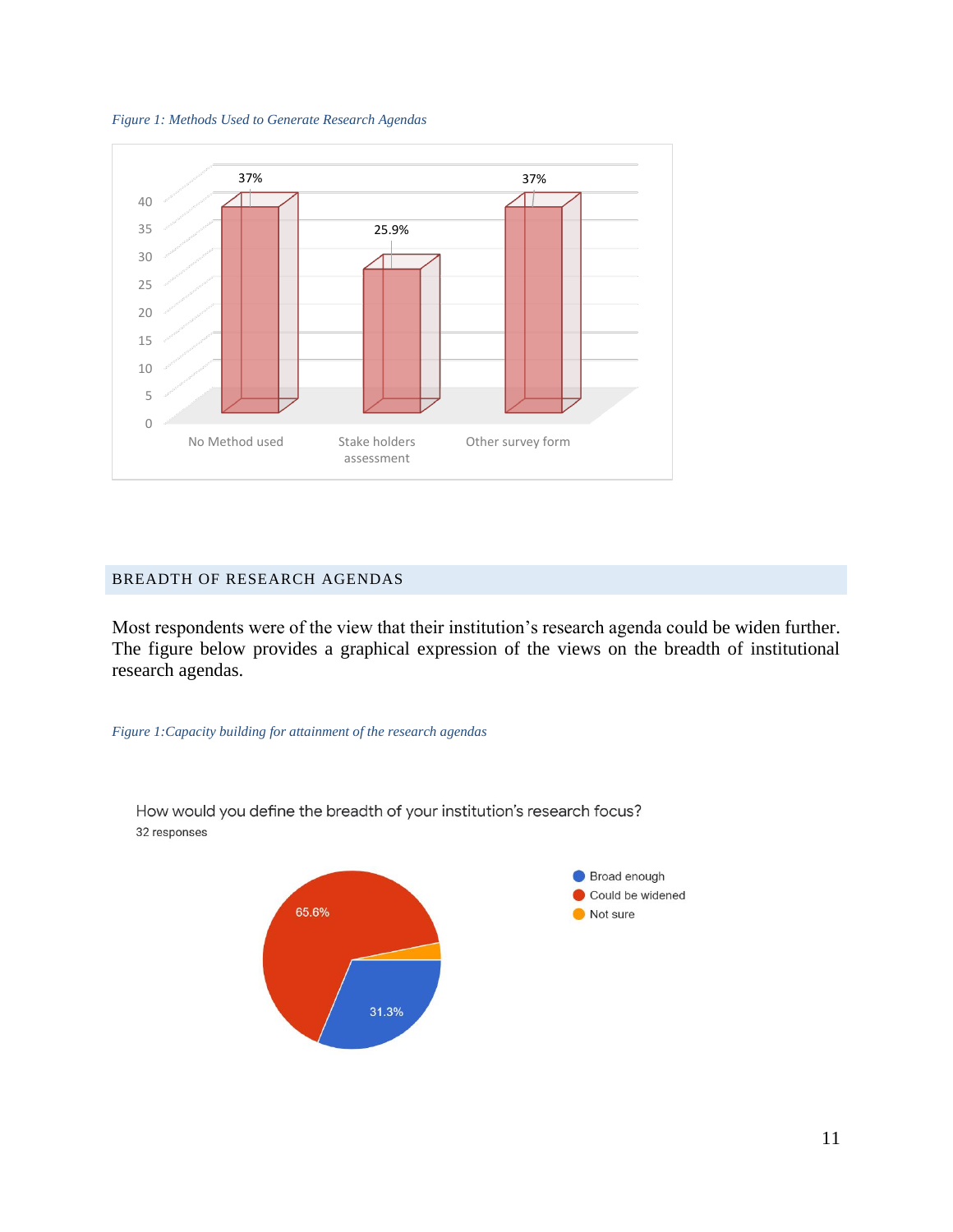*Figure 1: Methods Used to Generate Research Agendas*

| Method | Percentage |
|---|---|
| No Method used | 37% |
| Stake holders assessment | 25.9% |
| Other survey form | 37% |

## BREADTH OF RESEARCH AGENDAS

Most respondents were of the view that their institution's research agenda could be widen further. The figure below provides a graphical expression of the views on the breadth of institutional research agendas.

*Figure 1:Capacity building for attainment of the research agendas*

How would you define the breadth of your institution's research focus?

32 responses

| Response | Percentage |
|---|---|
| Broad enough | 31.3% |
| Could be widened | 65.6% |
| Not sure | |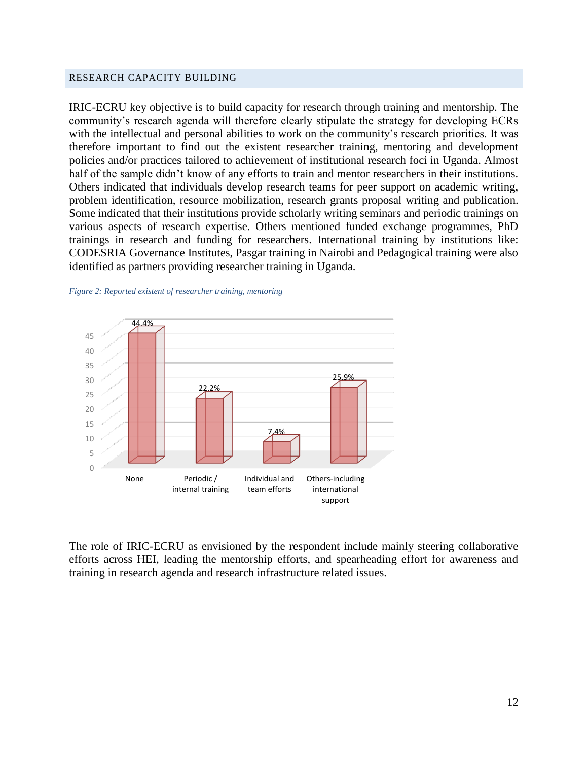## RESEARCH CAPACITY BUILDING

IRIC-ECRU key objective is to build capacity for research through training and mentorship. The community's research agenda will therefore clearly stipulate the strategy for developing ECRs with the intellectual and personal abilities to work on the community's research priorities. It was therefore important to find out the existent researcher training, mentoring and development policies and/or practices tailored to achievement of institutional research foci in Uganda. Almost half of the sample didn't know of any efforts to train and mentor researchers in their institutions. Others indicated that individuals develop research teams for peer support on academic writing, problem identification, resource mobilization, research grants proposal writing and publication. Some indicated that their institutions provide scholarly writing seminars and periodic trainings on various aspects of research expertise. Others mentioned funded exchange programmes, PhD trainings in research and funding for researchers. International training by institutions like: CODESRIA Governance Institutes, Pasgar training in Nairobi and Pedagogical training were also identified as partners providing researcher training in Uganda.

*Figure 2: Reported existent of researcher training, mentoring*

| Category | Percentage |
| --- | --- |
| None | 44.4% |
| Periodic / internal training | 22.2% |
| Individual and team efforts | 7.4% |
| Others-including international support | 25.9% |

The role of IRIC-ECRU as envisioned by the respondent include mainly steering collaborative efforts across HEI, leading the mentorship efforts, and spearheading effort for awareness and training in research agenda and research infrastructure related issues.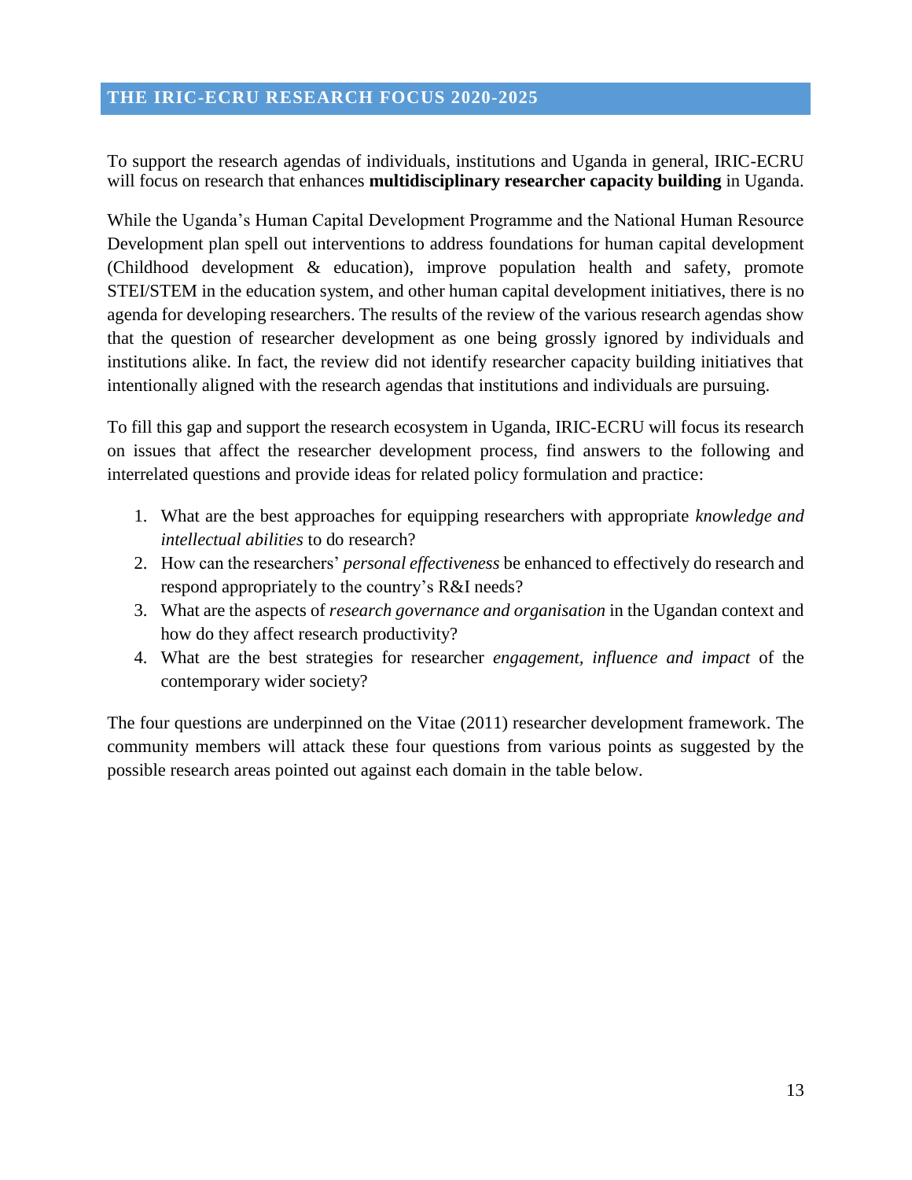## THE IRIC-ECRU RESEARCH FOCUS 2020-2025

To support the research agendas of individuals, institutions and Uganda in general, IRIC-ECRU will focus on research that enhances **multidisciplinary researcher capacity building** in Uganda.

While the Uganda's Human Capital Development Programme and the National Human Resource Development plan spell out interventions to address foundations for human capital development (Childhood development & education), improve population health and safety, promote STEI/STEM in the education system, and other human capital development initiatives, there is no agenda for developing researchers. The results of the review of the various research agendas show that the question of researcher development as one being grossly ignored by individuals and institutions alike. In fact, the review did not identify researcher capacity building initiatives that intentionally aligned with the research agendas that institutions and individuals are pursuing.

To fill this gap and support the research ecosystem in Uganda, IRIC-ECRU will focus its research on issues that affect the researcher development process, find answers to the following and interrelated questions and provide ideas for related policy formulation and practice:

1. What are the best approaches for equipping researchers with appropriate *knowledge and intellectual abilities* to do research?
2. How can the researchers' *personal effectiveness* be enhanced to effectively do research and respond appropriately to the country's R&I needs?
3. What are the aspects of *research governance and organisation* in the Ugandan context and how do they affect research productivity?
4. What are the best strategies for researcher *engagement, influence and impact* of the contemporary wider society?

The four questions are underpinned on the Vitae (2011) researcher development framework. The community members will attack these four questions from various points as suggested by the possible research areas pointed out against each domain in the table below.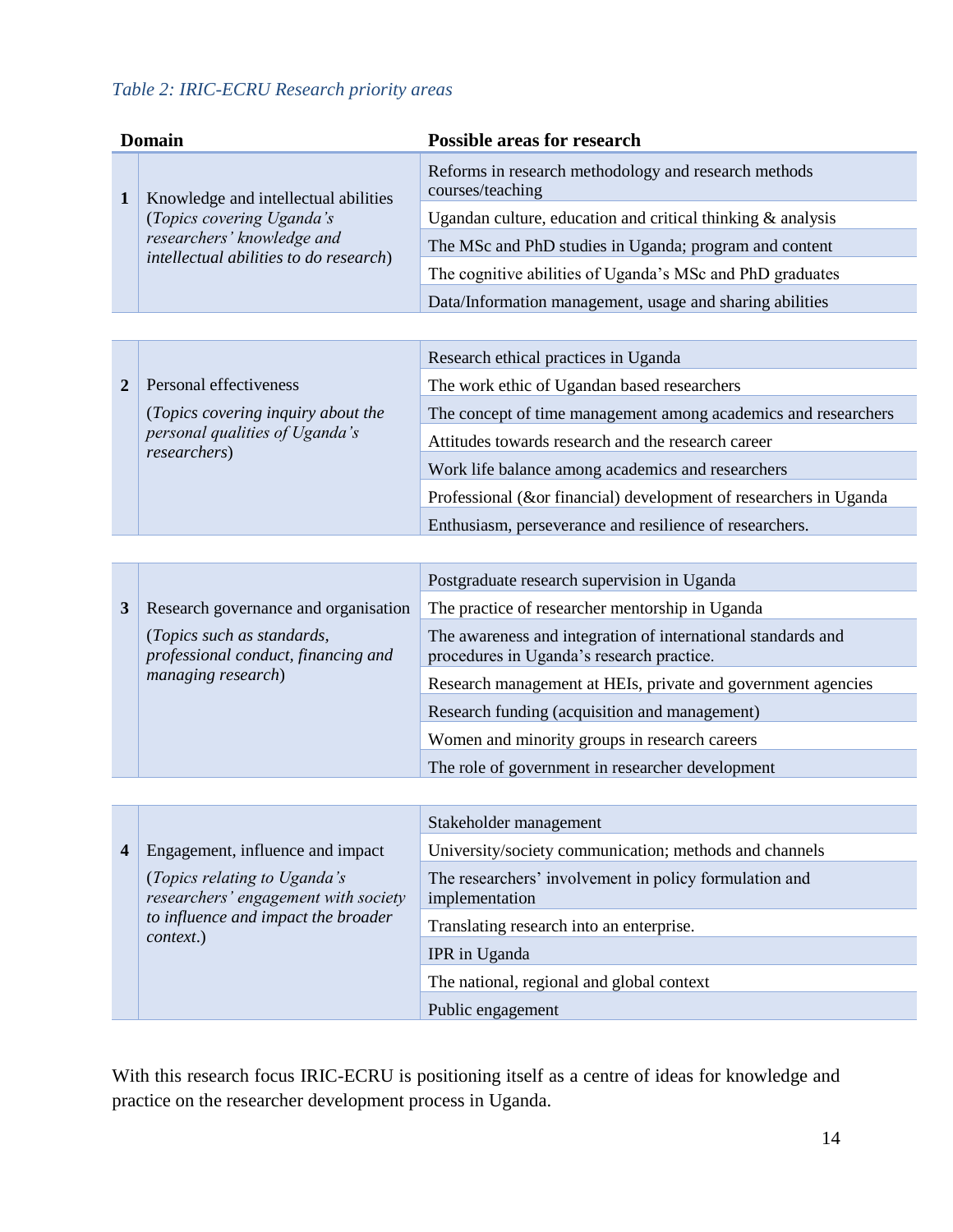*Table 2: IRIC-ECRU Research priority areas*

| | Domain | Possible areas for research |
|---|---|---|
| **1** | Knowledge and intellectual abilities (*Topics covering Uganda's researchers' knowledge and intellectual abilities to do research*) | Reforms in research methodology and research methods courses/teaching |
| | | Ugandan culture, education and critical thinking & analysis |
| | | The MSc and PhD studies in Uganda; program and content |
| | | The cognitive abilities of Uganda's MSc and PhD graduates |
| | | Data/Information management, usage and sharing abilities |
| **2** | Personal effectiveness (*Topics covering inquiry about the personal qualities of Uganda's researchers*) | Research ethical practices in Uganda |
| | | The work ethic of Ugandan based researchers |
| | | The concept of time management among academics and researchers |
| | | Attitudes towards research and the research career |
| | | Work life balance among academics and researchers |
| | | Professional (&or financial) development of researchers in Uganda |
| | | Enthusiasm, perseverance and resilience of researchers. |
| **3** | Research governance and organisation (*Topics such as standards, professional conduct, financing and managing research*) | Postgraduate research supervision in Uganda |
| | | The practice of researcher mentorship in Uganda |
| | | The awareness and integration of international standards and procedures in Uganda's research practice. |
| | | Research management at HEIs, private and government agencies |
| | | Research funding (acquisition and management) |
| | | Women and minority groups in research careers |
| | | The role of government in researcher development |
| **4** | Engagement, influence and impact (*Topics relating to Uganda's researchers' engagement with society to influence and impact the broader context.*) | Stakeholder management |
| | | University/society communication; methods and channels |
| | | The researchers' involvement in policy formulation and implementation |
| | | Translating research into an enterprise. |
| | | IPR in Uganda |
| | | The national, regional and global context |
| | | Public engagement |

With this research focus IRIC-ECRU is positioning itself as a centre of ideas for knowledge and practice on the researcher development process in Uganda.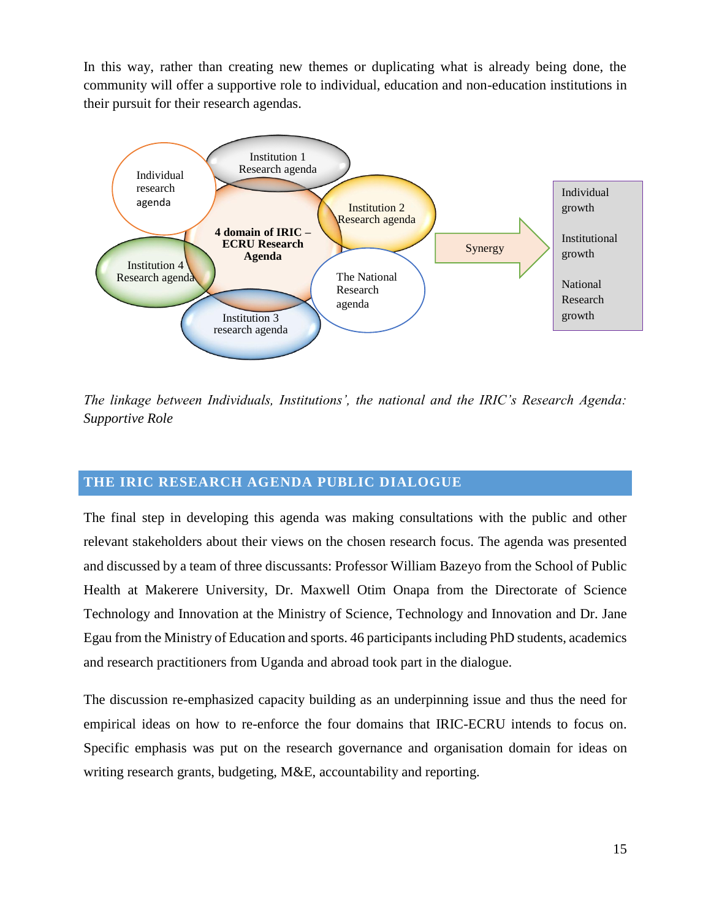In this way, rather than creating new themes or duplicating what is already being done, the community will offer a supportive role to individual, education and non-education institutions in their pursuit for their research agendas.

Individual research agenda

Institution 1 Research agenda

Institution 2 Research agenda

**4 domain of IRIC – ECRU Research Agenda**

Institution 4 Research agenda

Institution 3 research agenda

The National Research agenda

Synergy

Individual growth

Institutional growth

National Research growth

*The linkage between Individuals, Institutions', the national and the IRIC's Research Agenda: Supportive Role*

## THE IRIC RESEARCH AGENDA PUBLIC DIALOGUE

The final step in developing this agenda was making consultations with the public and other relevant stakeholders about their views on the chosen research focus. The agenda was presented and discussed by a team of three discussants: Professor William Bazeyo from the School of Public Health at Makerere University, Dr. Maxwell Otim Onapa from the Directorate of Science Technology and Innovation at the Ministry of Science, Technology and Innovation and Dr. Jane Egau from the Ministry of Education and sports. 46 participants including PhD students, academics and research practitioners from Uganda and abroad took part in the dialogue.

The discussion re-emphasized capacity building as an underpinning issue and thus the need for empirical ideas on how to re-enforce the four domains that IRIC-ECRU intends to focus on. Specific emphasis was put on the research governance and organisation domain for ideas on writing research grants, budgeting, M&E, accountability and reporting.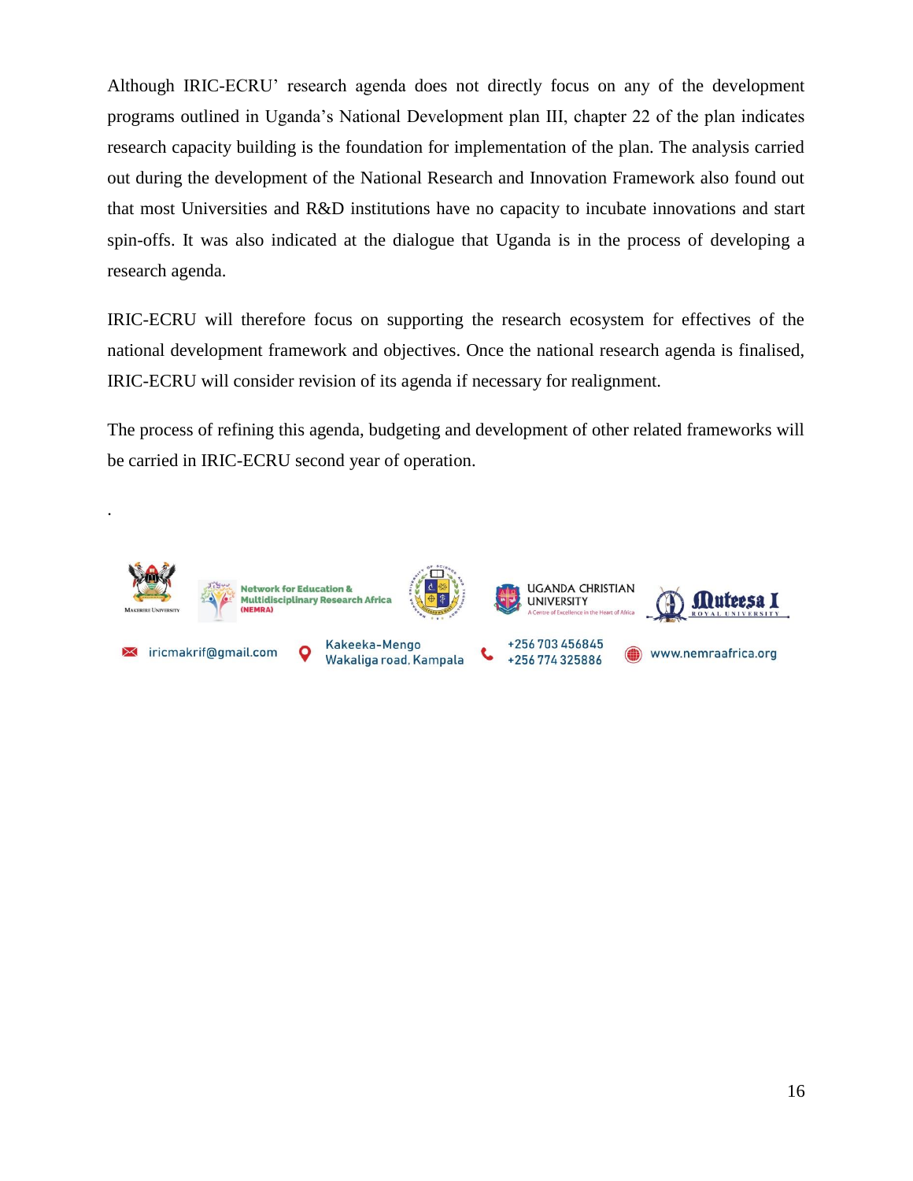Although IRIC-ECRU' research agenda does not directly focus on any of the development programs outlined in Uganda's National Development plan III, chapter 22 of the plan indicates research capacity building is the foundation for implementation of the plan. The analysis carried out during the development of the National Research and Innovation Framework also found out that most Universities and R&D institutions have no capacity to incubate innovations and start spin-offs. It was also indicated at the dialogue that Uganda is in the process of developing a research agenda.

IRIC-ECRU will therefore focus on supporting the research ecosystem for effectives of the national development framework and objectives. Once the national research agenda is finalised, IRIC-ECRU will consider revision of its agenda if necessary for realignment.

The process of refining this agenda, budgeting and development of other related frameworks will be carried in IRIC-ECRU second year of operation.

.

Makerere University | Network for Education & Multidisciplinary Research Africa (NEMRA) | Uganda Christian University – A Centre of Excellence in the Heart of Africa | Muteesa I Royal University

iricmakrif@gmail.com | Kakeeka-Mengo Wakaliga road, Kampala | +256 703 456845 +256 774 325886 | www.nemraafrica.org